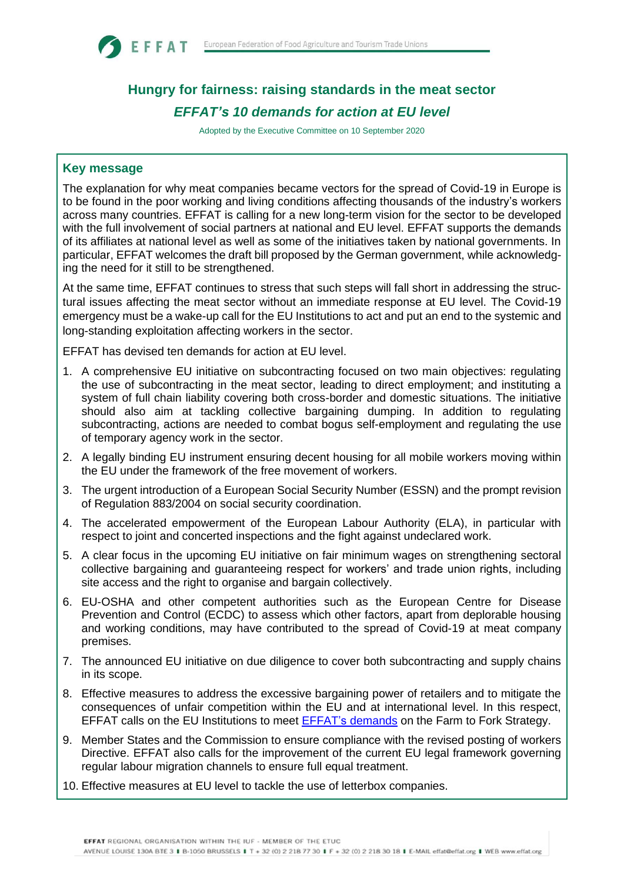# Hungry for fairness: raising standards in the meat sector

## *EFFAT's 10 demands for action at EU level*

Adopted by the Executive Committee on 10 September 2020

### Key message

The explanation for why meat companies became vectors for the spread of Covid-19 in Europe is to be found in the poor working and living conditions affecting thousands of the industry's workers across many countries. EFFAT is calling for a new long-term vision for the sector to be developed with the full involvement of social partners at national and EU level. EFFAT supports the demands of its affiliates at national level as well as some of the initiatives taken by national governments. In particular, EFFAT welcomes the draft bill proposed by the German government, while acknowledging the need for it still to be strengthened.

At the same time, EFFAT continues to stress that such steps will fall short in addressing the structural issues affecting the meat sector without an immediate response at EU level. The Covid-19 emergency must be a wake-up call for the EU Institutions to act and put an end to the systemic and long-standing exploitation affecting workers in the sector.

EFFAT has devised ten demands for action at EU level.

1. A comprehensive EU initiative on subcontracting focused on two main objectives: regulating the use of subcontracting in the meat sector, leading to direct employment; and instituting a system of full chain liability covering both cross-border and domestic situations. The initiative should also aim at tackling collective bargaining dumping. In addition to regulating subcontracting, actions are needed to combat bogus self-employment and regulating the use of temporary agency work in the sector.
2. A legally binding EU instrument ensuring decent housing for all mobile workers moving within the EU under the framework of the free movement of workers.
3. The urgent introduction of a European Social Security Number (ESSN) and the prompt revision of Regulation 883/2004 on social security coordination.
4. The accelerated empowerment of the European Labour Authority (ELA), in particular with respect to joint and concerted inspections and the fight against undeclared work.
5. A clear focus in the upcoming EU initiative on fair minimum wages on strengthening sectoral collective bargaining and guaranteeing respect for workers' and trade union rights, including site access and the right to organise and bargain collectively.
6. EU-OSHA and other competent authorities such as the European Centre for Disease Prevention and Control (ECDC) to assess which other factors, apart from deplorable housing and working conditions, may have contributed to the spread of Covid-19 at meat company premises.
7. The announced EU initiative on due diligence to cover both subcontracting and supply chains in its scope.
8. Effective measures to address the excessive bargaining power of retailers and to mitigate the consequences of unfair competition within the EU and at international level. In this respect, EFFAT calls on the EU Institutions to meet EFFAT's demands on the Farm to Fork Strategy.
9. Member States and the Commission to ensure compliance with the revised posting of workers Directive. EFFAT also calls for the improvement of the current EU legal framework governing regular labour migration channels to ensure full equal treatment.
10. Effective measures at EU level to tackle the use of letterbox companies.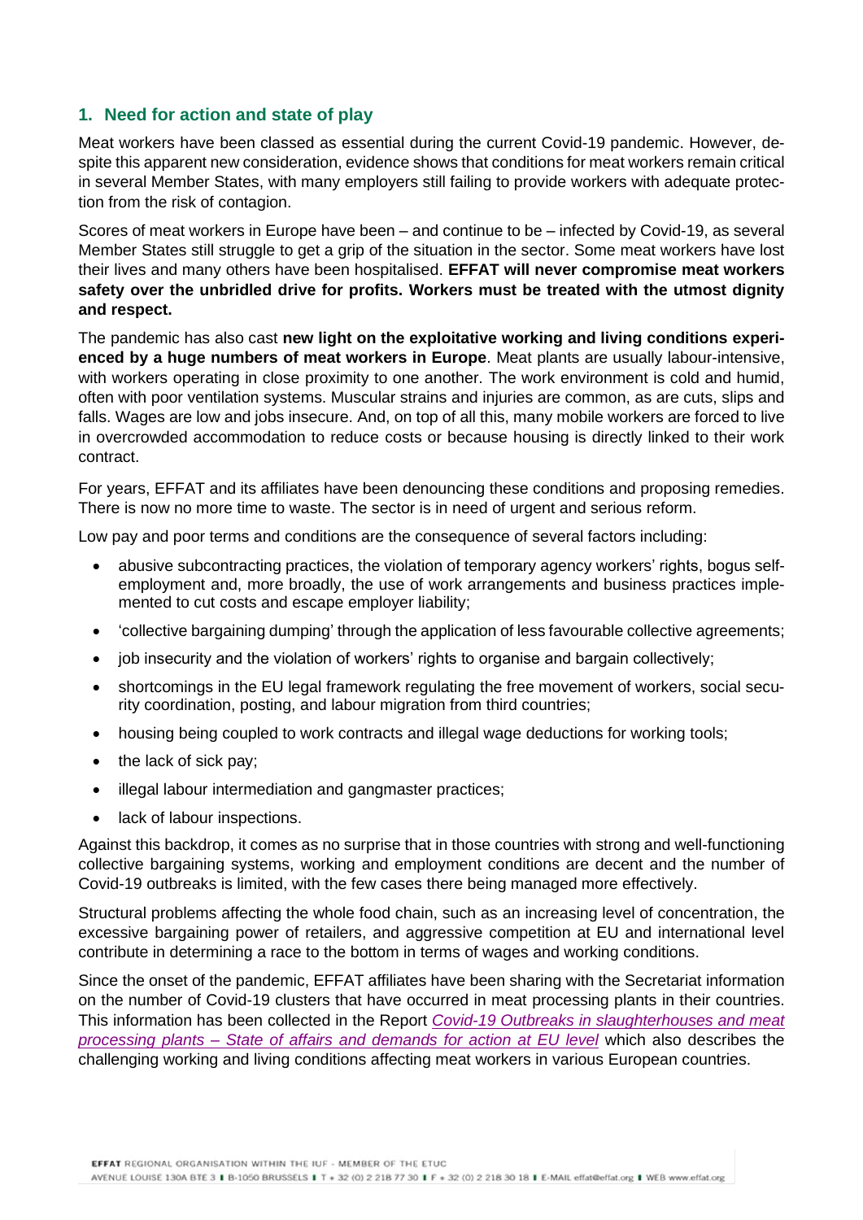## 1. Need for action and state of play

Meat workers have been classed as essential during the current Covid-19 pandemic. However, despite this apparent new consideration, evidence shows that conditions for meat workers remain critical in several Member States, with many employers still failing to provide workers with adequate protection from the risk of contagion.

Scores of meat workers in Europe have been – and continue to be – infected by Covid-19, as several Member States still struggle to get a grip of the situation in the sector. Some meat workers have lost their lives and many others have been hospitalised. **EFFAT will never compromise meat workers safety over the unbridled drive for profits. Workers must be treated with the utmost dignity and respect.**

The pandemic has also cast **new light on the exploitative working and living conditions experienced by a huge numbers of meat workers in Europe**. Meat plants are usually labour-intensive, with workers operating in close proximity to one another. The work environment is cold and humid, often with poor ventilation systems. Muscular strains and injuries are common, as are cuts, slips and falls. Wages are low and jobs insecure. And, on top of all this, many mobile workers are forced to live in overcrowded accommodation to reduce costs or because housing is directly linked to their work contract.

For years, EFFAT and its affiliates have been denouncing these conditions and proposing remedies. There is now no more time to waste. The sector is in need of urgent and serious reform.

Low pay and poor terms and conditions are the consequence of several factors including:

- abusive subcontracting practices, the violation of temporary agency workers' rights, bogus self-employment and, more broadly, the use of work arrangements and business practices implemented to cut costs and escape employer liability;
- 'collective bargaining dumping' through the application of less favourable collective agreements;
- job insecurity and the violation of workers' rights to organise and bargain collectively;
- shortcomings in the EU legal framework regulating the free movement of workers, social security coordination, posting, and labour migration from third countries;
- housing being coupled to work contracts and illegal wage deductions for working tools;
- the lack of sick pay;
- illegal labour intermediation and gangmaster practices;
- lack of labour inspections.

Against this backdrop, it comes as no surprise that in those countries with strong and well-functioning collective bargaining systems, working and employment conditions are decent and the number of Covid-19 outbreaks is limited, with the few cases there being managed more effectively.

Structural problems affecting the whole food chain, such as an increasing level of concentration, the excessive bargaining power of retailers, and aggressive competition at EU and international level contribute in determining a race to the bottom in terms of wages and working conditions.

Since the onset of the pandemic, EFFAT affiliates have been sharing with the Secretariat information on the number of Covid-19 clusters that have occurred in meat processing plants in their countries. This information has been collected in the Report *Covid-19 Outbreaks in slaughterhouses and meat processing plants – State of affairs and demands for action at EU level* which also describes the challenging working and living conditions affecting meat workers in various European countries.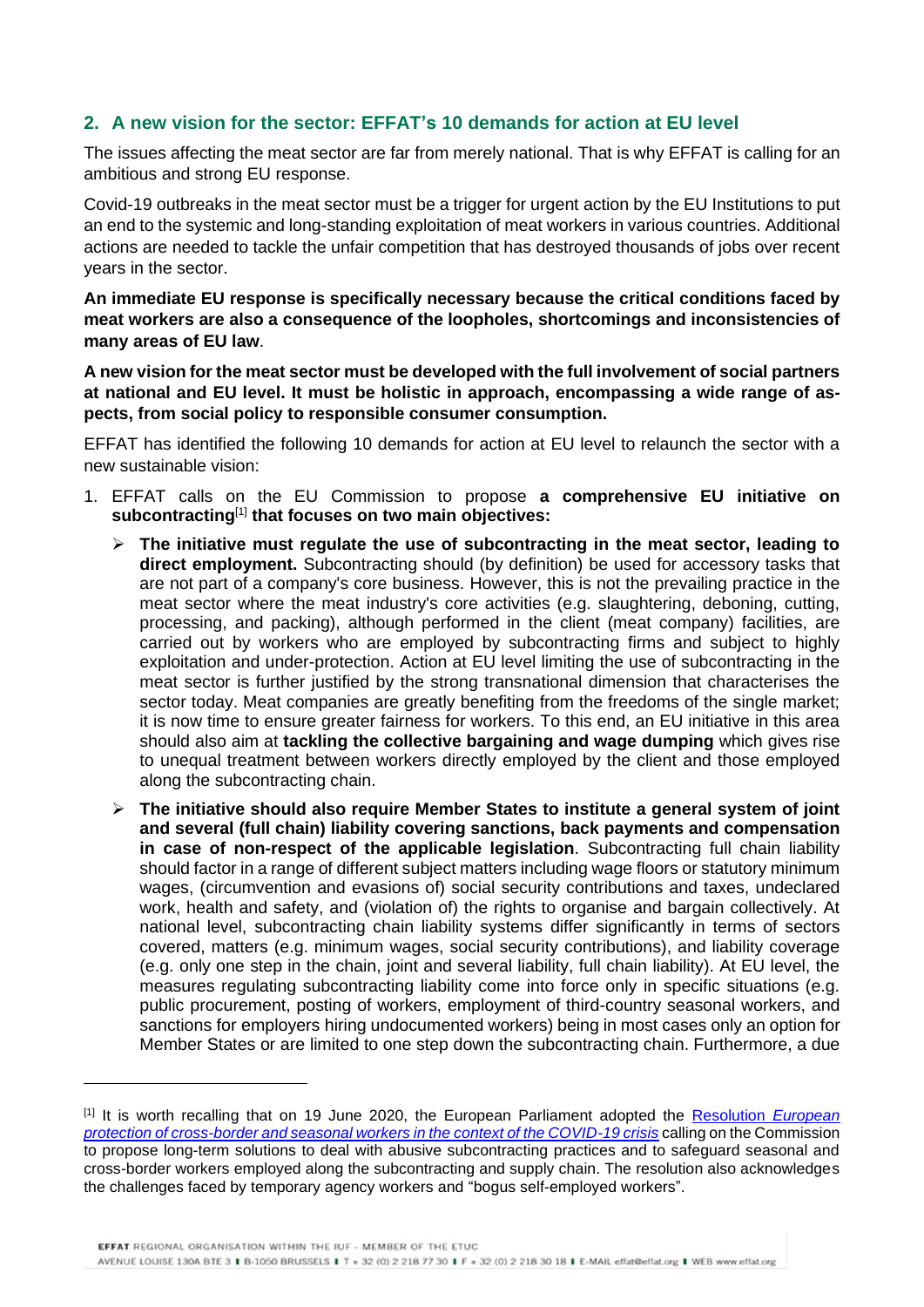## 2. A new vision for the sector: EFFAT's 10 demands for action at EU level

The issues affecting the meat sector are far from merely national. That is why EFFAT is calling for an ambitious and strong EU response.

Covid-19 outbreaks in the meat sector must be a trigger for urgent action by the EU Institutions to put an end to the systemic and long-standing exploitation of meat workers in various countries. Additional actions are needed to tackle the unfair competition that has destroyed thousands of jobs over recent years in the sector.

**An immediate EU response is specifically necessary because the critical conditions faced by meat workers are also a consequence of the loopholes, shortcomings and inconsistencies of many areas of EU law**.

**A new vision for the meat sector must be developed with the full involvement of social partners at national and EU level. It must be holistic in approach, encompassing a wide range of aspects, from social policy to responsible consumer consumption.**

EFFAT has identified the following 10 demands for action at EU level to relaunch the sector with a new sustainable vision:

1. EFFAT calls on the EU Commission to propose **a comprehensive EU initiative on subcontracting**[1] **that focuses on two main objectives:**
   - **The initiative must regulate the use of subcontracting in the meat sector, leading to direct employment.** Subcontracting should (by definition) be used for accessory tasks that are not part of a company's core business. However, this is not the prevailing practice in the meat sector where the meat industry's core activities (e.g. slaughtering, deboning, cutting, processing, and packing), although performed in the client (meat company) facilities, are carried out by workers who are employed by subcontracting firms and subject to highly exploitation and under-protection. Action at EU level limiting the use of subcontracting in the meat sector is further justified by the strong transnational dimension that characterises the sector today. Meat companies are greatly benefiting from the freedoms of the single market; it is now time to ensure greater fairness for workers. To this end, an EU initiative in this area should also aim at **tackling the collective bargaining and wage dumping** which gives rise to unequal treatment between workers directly employed by the client and those employed along the subcontracting chain.
   - **The initiative should also require Member States to institute a general system of joint and several (full chain) liability covering sanctions, back payments and compensation in case of non-respect of the applicable legislation**. Subcontracting full chain liability should factor in a range of different subject matters including wage floors or statutory minimum wages, (circumvention and evasions of) social security contributions and taxes, undeclared work, health and safety, and (violation of) the rights to organise and bargain collectively. At national level, subcontracting chain liability systems differ significantly in terms of sectors covered, matters (e.g. minimum wages, social security contributions), and liability coverage (e.g. only one step in the chain, joint and several liability, full chain liability). At EU level, the measures regulating subcontracting liability come into force only in specific situations (e.g. public procurement, posting of workers, employment of third-country seasonal workers, and sanctions for employers hiring undocumented workers) being in most cases only an option for Member States or are limited to one step down the subcontracting chain. Furthermore, a due

---

[1] It is worth recalling that on 19 June 2020, the European Parliament adopted the Resolution *European protection of cross-border and seasonal workers in the context of the COVID-19 crisis* calling on the Commission to propose long-term solutions to deal with abusive subcontracting practices and to safeguard seasonal and cross-border workers employed along the subcontracting and supply chain. The resolution also acknowledges the challenges faced by temporary agency workers and "bogus self-employed workers".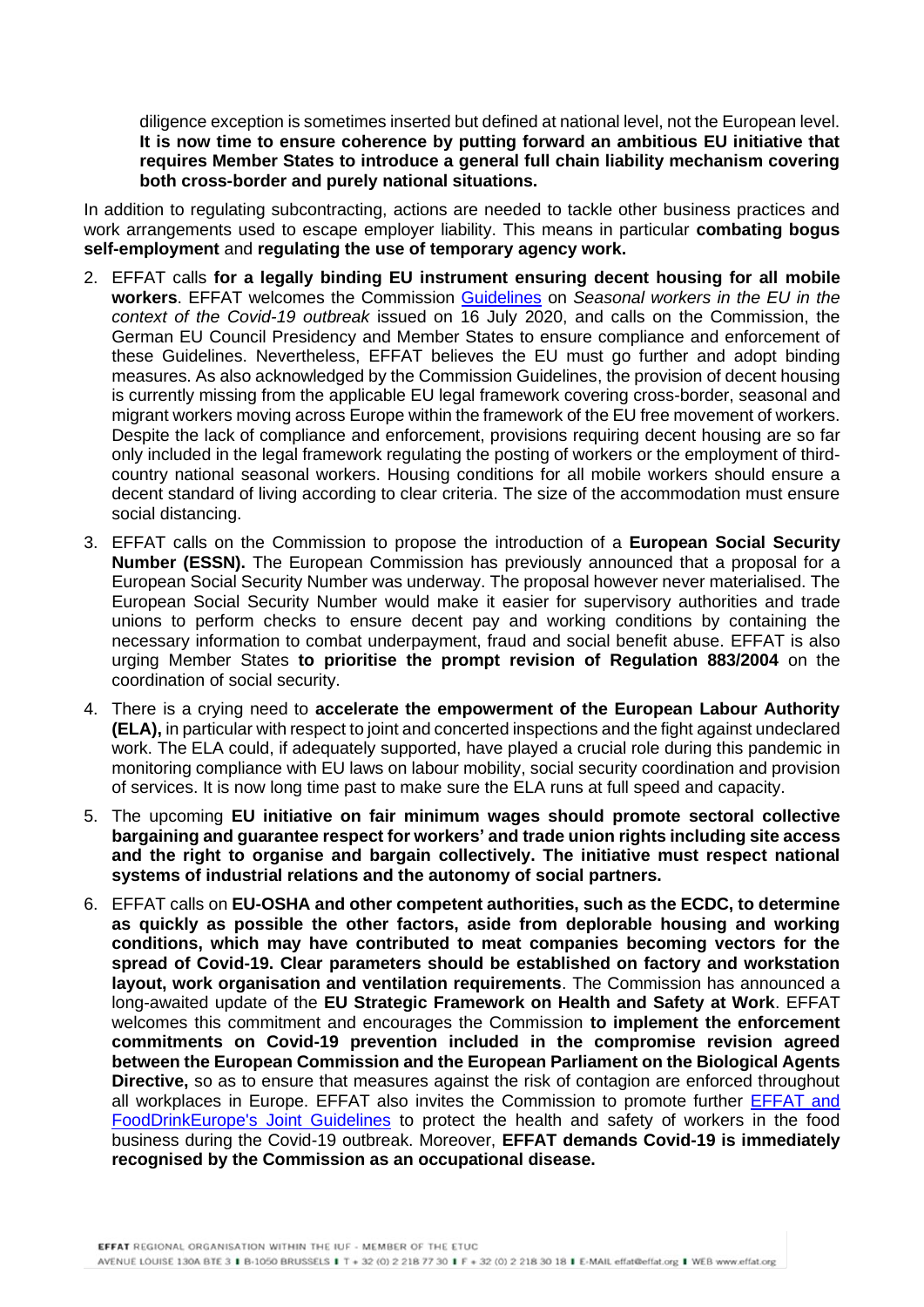diligence exception is sometimes inserted but defined at national level, not the European level. **It is now time to ensure coherence by putting forward an ambitious EU initiative that requires Member States to introduce a general full chain liability mechanism covering both cross-border and purely national situations.**

In addition to regulating subcontracting, actions are needed to tackle other business practices and work arrangements used to escape employer liability. This means in particular **combating bogus self-employment** and **regulating the use of temporary agency work.**

2. EFFAT calls **for a legally binding EU instrument ensuring decent housing for all mobile workers**. EFFAT welcomes the Commission Guidelines on *Seasonal workers in the EU in the context of the Covid-19 outbreak* issued on 16 July 2020, and calls on the Commission, the German EU Council Presidency and Member States to ensure compliance and enforcement of these Guidelines. Nevertheless, EFFAT believes the EU must go further and adopt binding measures. As also acknowledged by the Commission Guidelines, the provision of decent housing is currently missing from the applicable EU legal framework covering cross-border, seasonal and migrant workers moving across Europe within the framework of the EU free movement of workers. Despite the lack of compliance and enforcement, provisions requiring decent housing are so far only included in the legal framework regulating the posting of workers or the employment of third-country national seasonal workers. Housing conditions for all mobile workers should ensure a decent standard of living according to clear criteria. The size of the accommodation must ensure social distancing.

3. EFFAT calls on the Commission to propose the introduction of a **European Social Security Number (ESSN).** The European Commission has previously announced that a proposal for a European Social Security Number was underway. The proposal however never materialised. The European Social Security Number would make it easier for supervisory authorities and trade unions to perform checks to ensure decent pay and working conditions by containing the necessary information to combat underpayment, fraud and social benefit abuse. EFFAT is also urging Member States **to prioritise the prompt revision of Regulation 883/2004** on the coordination of social security.

4. There is a crying need to **accelerate the empowerment of the European Labour Authority (ELA),** in particular with respect to joint and concerted inspections and the fight against undeclared work. The ELA could, if adequately supported, have played a crucial role during this pandemic in monitoring compliance with EU laws on labour mobility, social security coordination and provision of services. It is now long time past to make sure the ELA runs at full speed and capacity.

5. The upcoming **EU initiative on fair minimum wages should promote sectoral collective bargaining and guarantee respect for workers' and trade union rights including site access and the right to organise and bargain collectively. The initiative must respect national systems of industrial relations and the autonomy of social partners.**

6. EFFAT calls on **EU-OSHA and other competent authorities, such as the ECDC, to determine as quickly as possible the other factors, aside from deplorable housing and working conditions, which may have contributed to meat companies becoming vectors for the spread of Covid-19. Clear parameters should be established on factory and workstation layout, work organisation and ventilation requirements**. The Commission has announced a long-awaited update of the **EU Strategic Framework on Health and Safety at Work**. EFFAT welcomes this commitment and encourages the Commission **to implement the enforcement commitments on Covid-19 prevention included in the compromise revision agreed between the European Commission and the European Parliament on the Biological Agents Directive,** so as to ensure that measures against the risk of contagion are enforced throughout all workplaces in Europe. EFFAT also invites the Commission to promote further EFFAT and FoodDrinkEurope's Joint Guidelines to protect the health and safety of workers in the food business during the Covid-19 outbreak. Moreover, **EFFAT demands Covid-19 is immediately recognised by the Commission as an occupational disease.**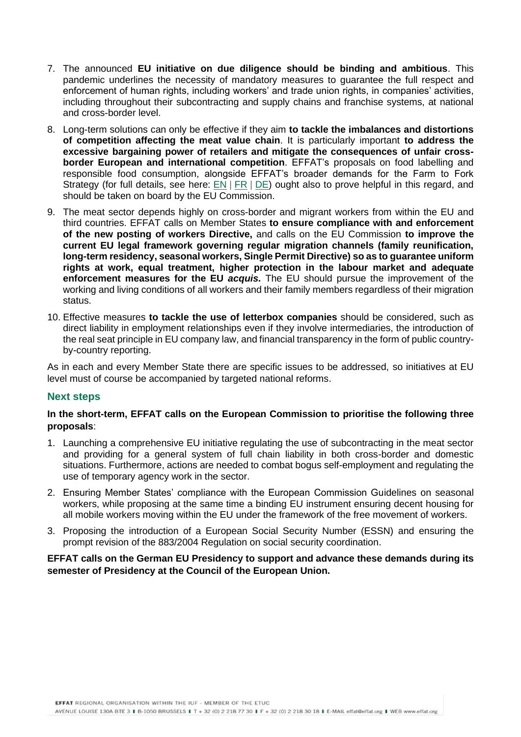7. The announced **EU initiative on due diligence should be binding and ambitious**. This pandemic underlines the necessity of mandatory measures to guarantee the full respect and enforcement of human rights, including workers' and trade union rights, in companies' activities, including throughout their subcontracting and supply chains and franchise systems, at national and cross-border level.
8. Long-term solutions can only be effective if they aim **to tackle the imbalances and distortions of competition affecting the meat value chain**. It is particularly important **to address the excessive bargaining power of retailers and mitigate the consequences of unfair cross-border European and international competition**. EFFAT's proposals on food labelling and responsible food consumption, alongside EFFAT's broader demands for the Farm to Fork Strategy (for full details, see here: EN | FR | DE) ought also to prove helpful in this regard, and should be taken on board by the EU Commission.
9. The meat sector depends highly on cross-border and migrant workers from within the EU and third countries. EFFAT calls on Member States **to ensure compliance with and enforcement of the new posting of workers Directive,** and calls on the EU Commission **to improve the current EU legal framework governing regular migration channels (family reunification, long-term residency, seasonal workers, Single Permit Directive) so as to guarantee uniform rights at work, equal treatment, higher protection in the labour market and adequate enforcement measures for the EU *acquis.*** The EU should pursue the improvement of the working and living conditions of all workers and their family members regardless of their migration status.
10. Effective measures **to tackle the use of letterbox companies** should be considered, such as direct liability in employment relationships even if they involve intermediaries, the introduction of the real seat principle in EU company law, and financial transparency in the form of public country-by-country reporting.

As in each and every Member State there are specific issues to be addressed, so initiatives at EU level must of course be accompanied by targeted national reforms.

## Next steps

**In the short-term, EFFAT calls on the European Commission to prioritise the following three proposals**:

1. Launching a comprehensive EU initiative regulating the use of subcontracting in the meat sector and providing for a general system of full chain liability in both cross-border and domestic situations. Furthermore, actions are needed to combat bogus self-employment and regulating the use of temporary agency work in the sector.
2. Ensuring Member States' compliance with the European Commission Guidelines on seasonal workers, while proposing at the same time a binding EU instrument ensuring decent housing for all mobile workers moving within the EU under the framework of the free movement of workers.
3. Proposing the introduction of a European Social Security Number (ESSN) and ensuring the prompt revision of the 883/2004 Regulation on social security coordination.

**EFFAT calls on the German EU Presidency to support and advance these demands during its semester of Presidency at the Council of the European Union.**